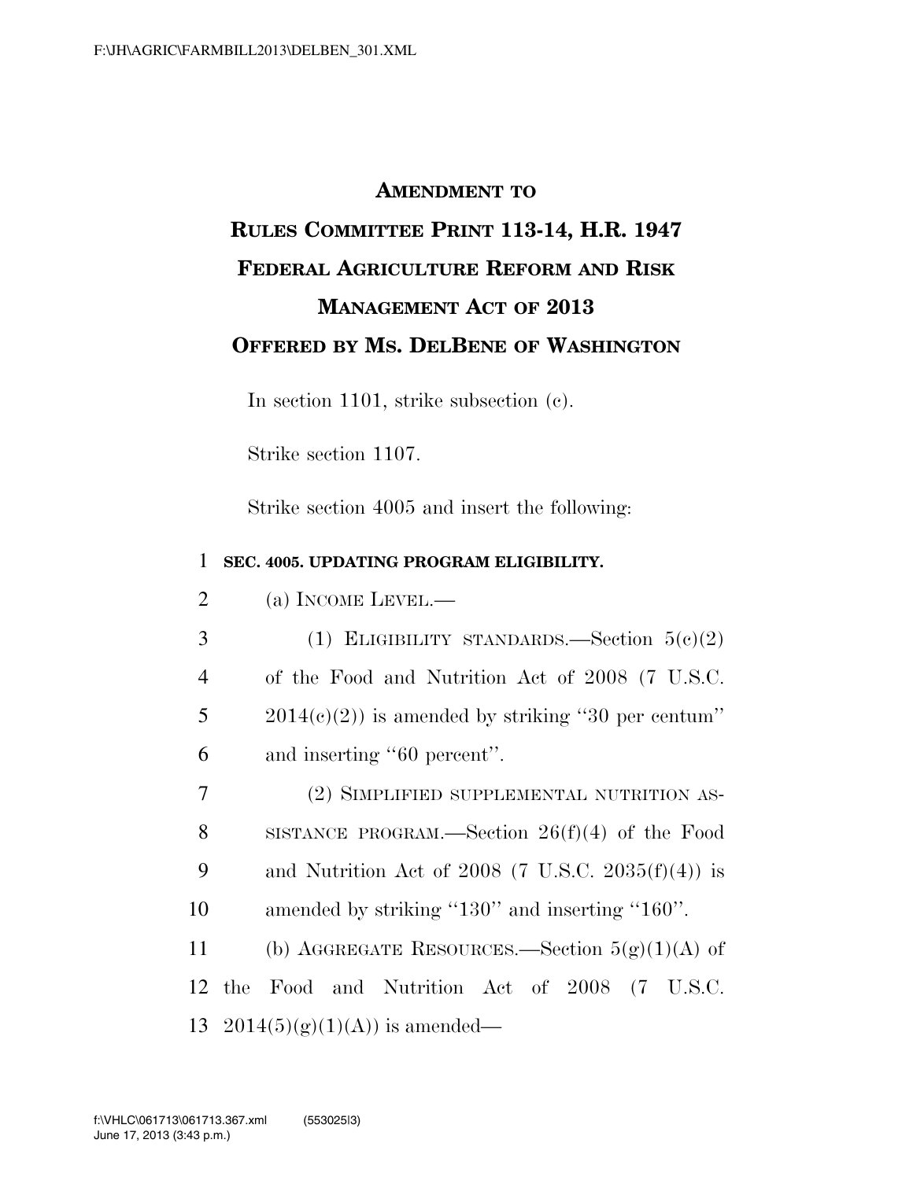# AMENDMENT TO
# RULES COMMITTEE PRINT 113-14, H.R. 1947
# FEDERAL AGRICULTURE REFORM AND RISK MANAGEMENT ACT OF 2013
# OFFERED BY MS. DELBENE OF WASHINGTON

In section 1101, strike subsection (c).

Strike section 1107.

Strike section 4005 and insert the following:

**SEC. 4005. UPDATING PROGRAM ELIGIBILITY.**

(a) INCOME LEVEL.—

(1) ELIGIBILITY STANDARDS.—Section 5(c)(2) of the Food and Nutrition Act of 2008 (7 U.S.C. 2014(c)(2)) is amended by striking "30 per centum" and inserting "60 percent".

(2) SIMPLIFIED SUPPLEMENTAL NUTRITION ASSISTANCE PROGRAM.—Section 26(f)(4) of the Food and Nutrition Act of 2008 (7 U.S.C. 2035(f)(4)) is amended by striking "130" and inserting "160".

(b) AGGREGATE RESOURCES.—Section 5(g)(1)(A) of the Food and Nutrition Act of 2008 (7 U.S.C. 2014(5)(g)(1)(A)) is amended—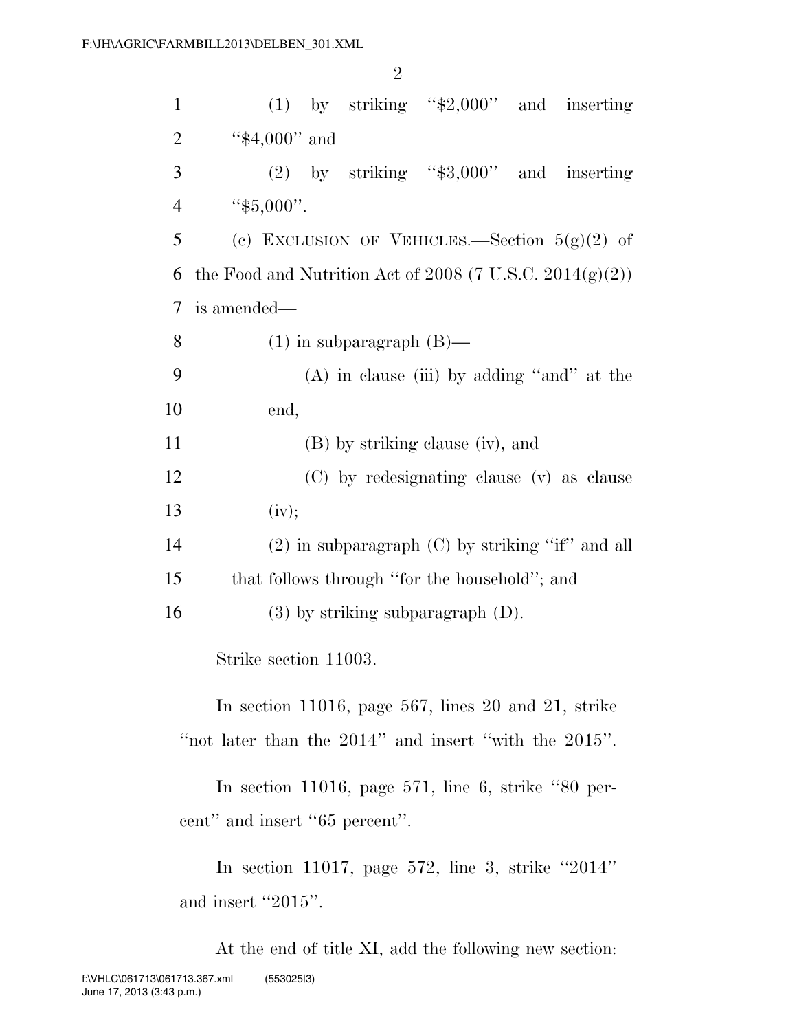(1) by striking "$2,000" and inserting "$4,000" and

(2) by striking "$3,000" and inserting "$5,000".

(c) EXCLUSION OF VEHICLES.—Section 5(g)(2) of the Food and Nutrition Act of 2008 (7 U.S.C. 2014(g)(2)) is amended—

(1) in subparagraph (B)—

(A) in clause (iii) by adding "and" at the end,

(B) by striking clause (iv), and

(C) by redesignating clause (v) as clause (iv);

(2) in subparagraph (C) by striking "if" and all that follows through "for the household"; and

(3) by striking subparagraph (D).

Strike section 11003.

In section 11016, page 567, lines 20 and 21, strike "not later than the 2014" and insert "with the 2015".

In section 11016, page 571, line 6, strike "80 percent" and insert "65 percent".

In section 11017, page 572, line 3, strike "2014" and insert "2015".

At the end of title XI, add the following new section: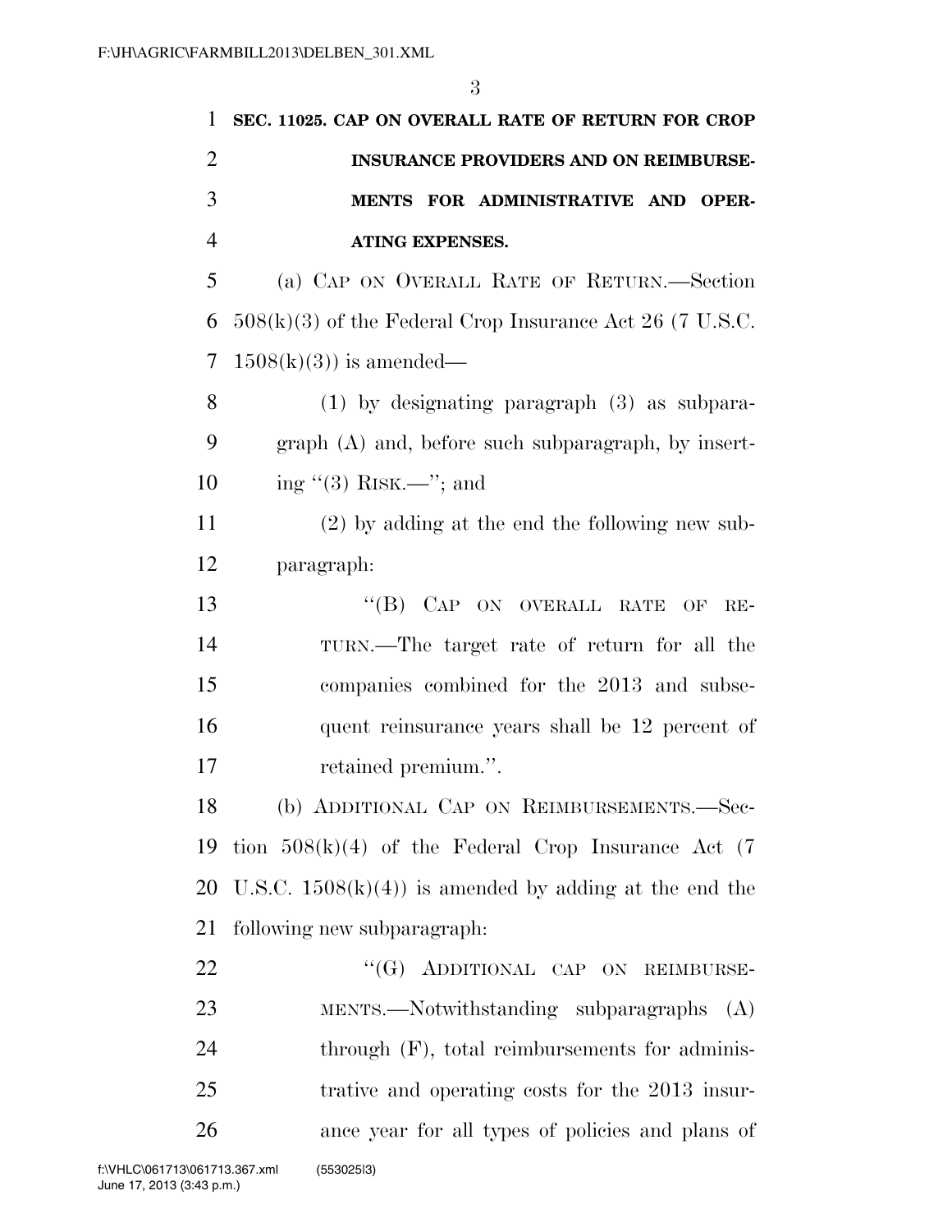**SEC. 11025. CAP ON OVERALL RATE OF RETURN FOR CROP INSURANCE PROVIDERS AND ON REIMBURSEMENTS FOR ADMINISTRATIVE AND OPERATING EXPENSES.**

(a) CAP ON OVERALL RATE OF RETURN.—Section 508(k)(3) of the Federal Crop Insurance Act 26 (7 U.S.C. 1508(k)(3)) is amended—

(1) by designating paragraph (3) as subparagraph (A) and, before such subparagraph, by inserting "(3) RISK.—"; and

(2) by adding at the end the following new subparagraph:

"(B) CAP ON OVERALL RATE OF RETURN.—The target rate of return for all the companies combined for the 2013 and subsequent reinsurance years shall be 12 percent of retained premium.".

(b) ADDITIONAL CAP ON REIMBURSEMENTS.—Section 508(k)(4) of the Federal Crop Insurance Act (7 U.S.C. 1508(k)(4)) is amended by adding at the end the following new subparagraph:

"(G) ADDITIONAL CAP ON REIMBURSEMENTS.—Notwithstanding subparagraphs (A) through (F), total reimbursements for administrative and operating costs for the 2013 insurance year for all types of policies and plans of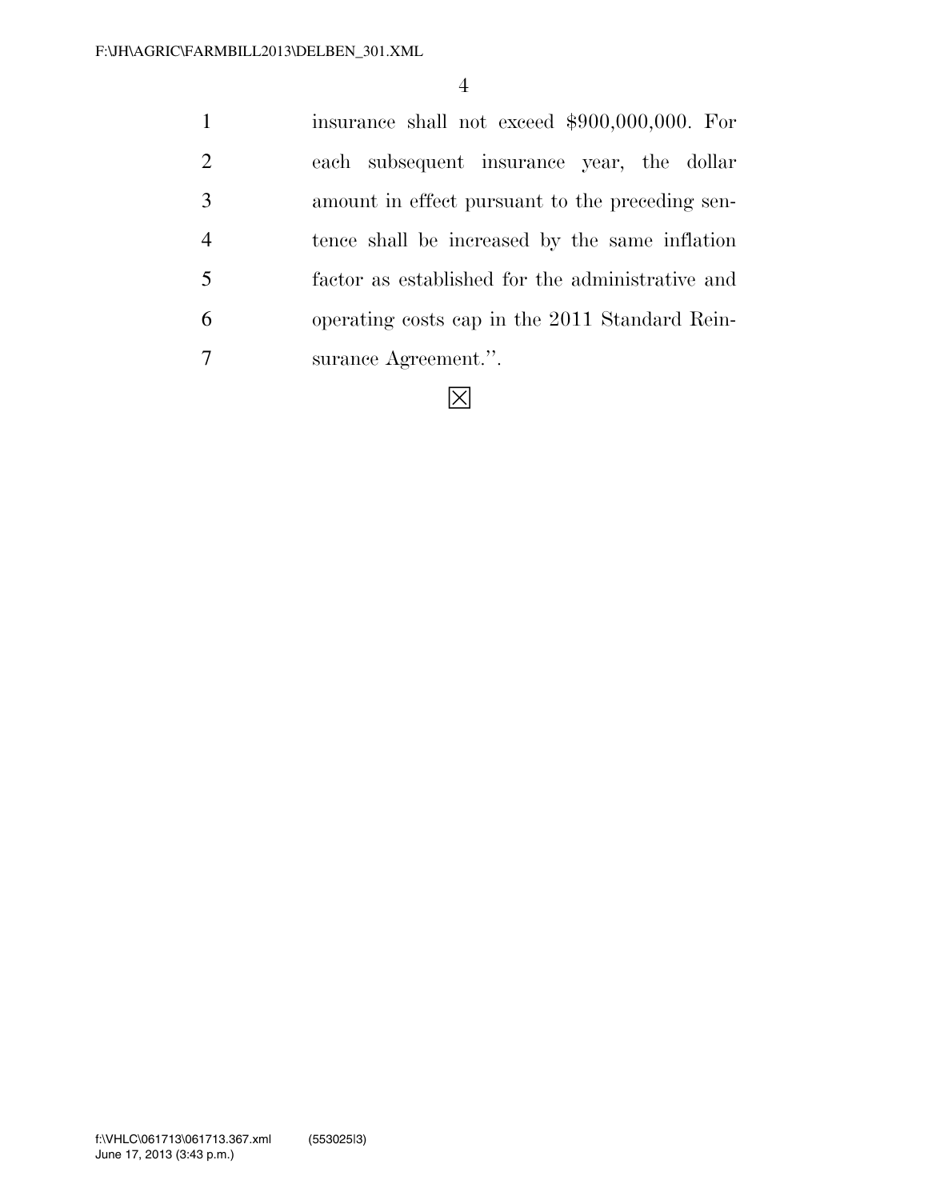insurance shall not exceed $900,000,000. For each subsequent insurance year, the dollar amount in effect pursuant to the preceding sentence shall be increased by the same inflation factor as established for the administrative and operating costs cap in the 2011 Standard Reinsurance Agreement.''.